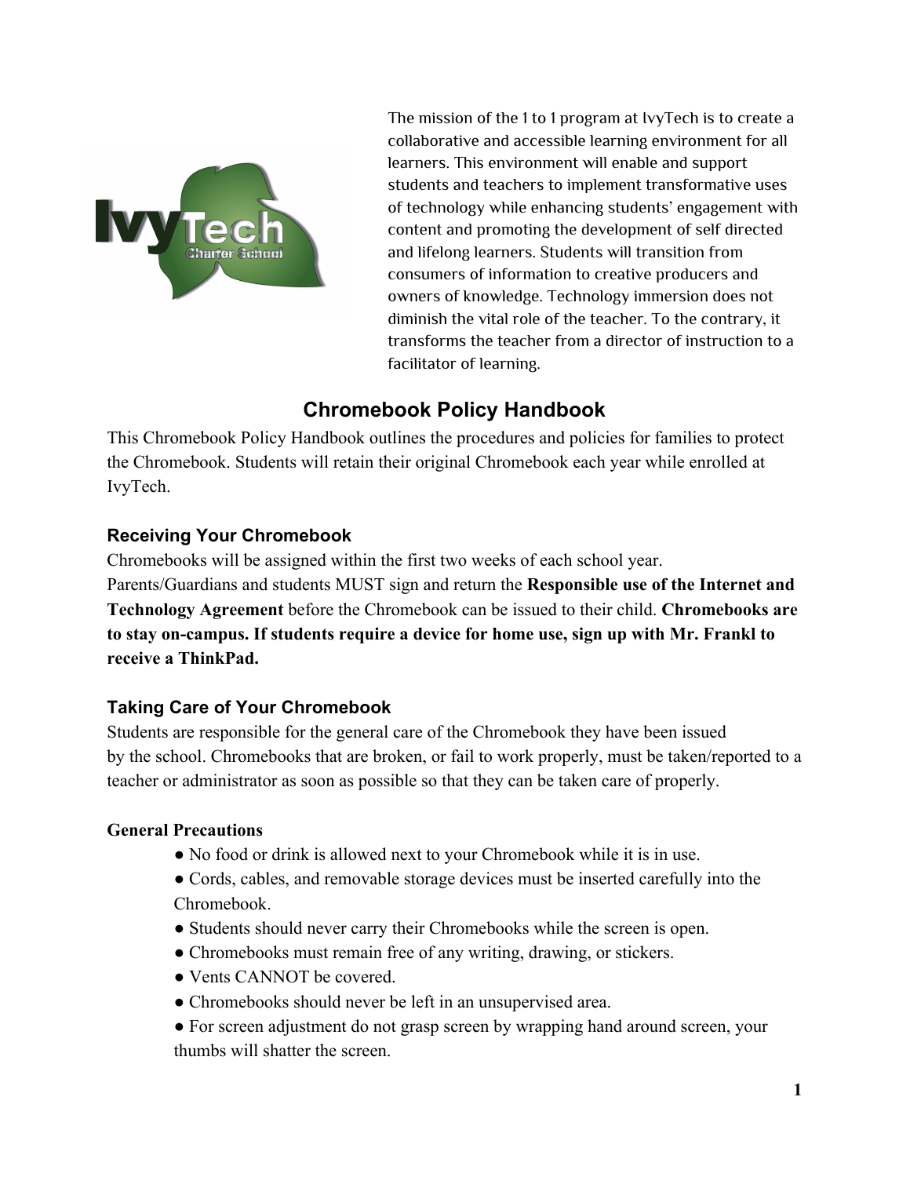The mission of the 1 to 1 program at IvyTech is to create a collaborative and accessible learning environment for all learners. This environment will enable and support students and teachers to implement transformative uses of technology while enhancing students' engagement with content and promoting the development of self directed and lifelong learners. Students will transition from consumers of information to creative producers and owners of knowledge. Technology immersion does not diminish the vital role of the teacher. To the contrary, it transforms the teacher from a director of instruction to a facilitator of learning.

# Chromebook Policy Handbook

This Chromebook Policy Handbook outlines the procedures and policies for families to protect the Chromebook. Students will retain their original Chromebook each year while enrolled at IvyTech.

## Receiving Your Chromebook

Chromebooks will be assigned within the first two weeks of each school year.
Parents/Guardians and students MUST sign and return the **Responsible use of the Internet and Technology Agreement** before the Chromebook can be issued to their child. **Chromebooks are to stay on-campus. If students require a device for home use, sign up with Mr. Frankl to receive a ThinkPad.**

## Taking Care of Your Chromebook

Students are responsible for the general care of the Chromebook they have been issued by the school. Chromebooks that are broken, or fail to work properly, must be taken/reported to a teacher or administrator as soon as possible so that they can be taken care of properly.

### General Precautions

- No food or drink is allowed next to your Chromebook while it is in use.
- Cords, cables, and removable storage devices must be inserted carefully into the Chromebook.
- Students should never carry their Chromebooks while the screen is open.
- Chromebooks must remain free of any writing, drawing, or stickers.
- Vents CANNOT be covered.
- Chromebooks should never be left in an unsupervised area.
- For screen adjustment do not grasp screen by wrapping hand around screen, your thumbs will shatter the screen.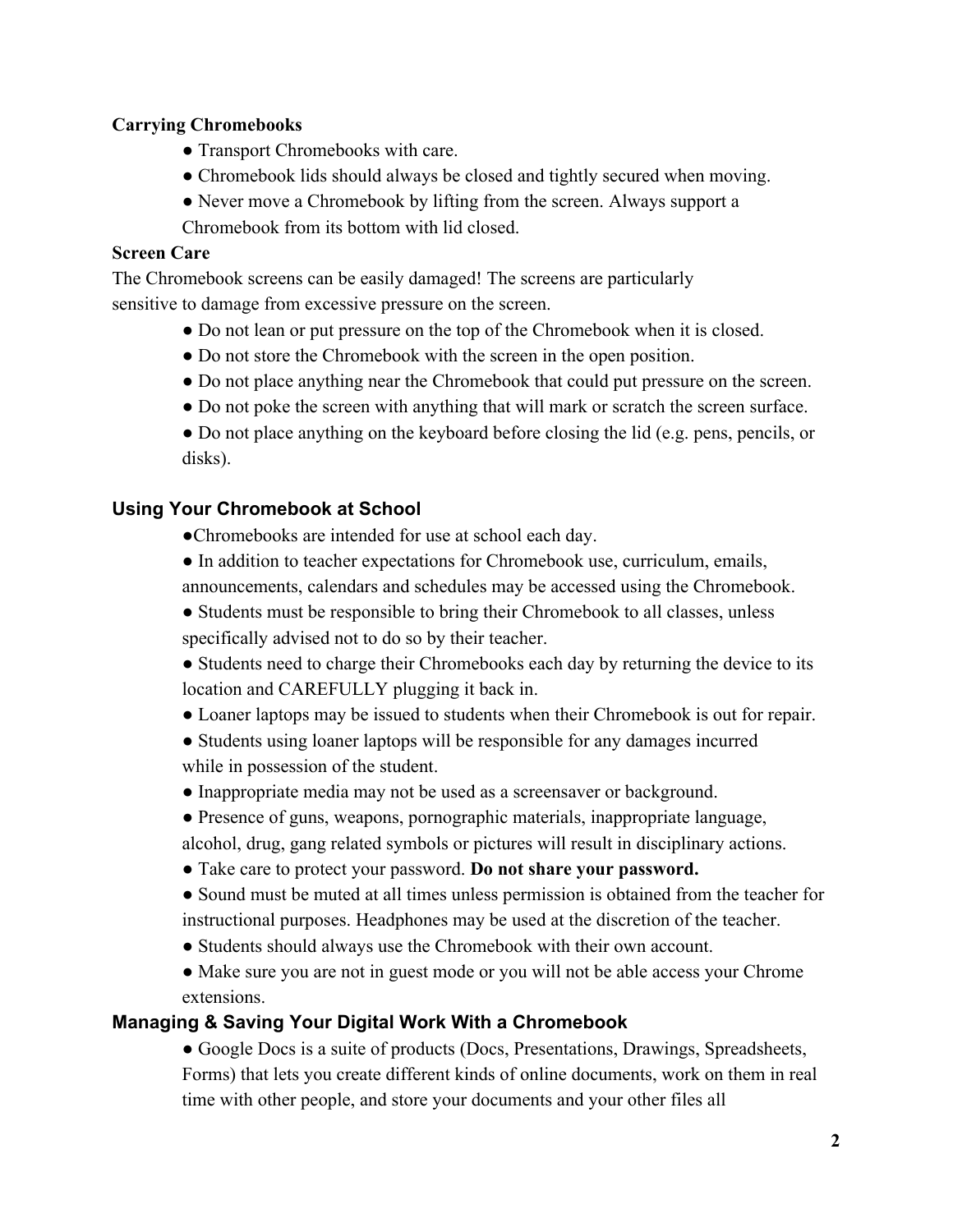**Carrying Chromebooks**

- Transport Chromebooks with care.
- Chromebook lids should always be closed and tightly secured when moving.
- Never move a Chromebook by lifting from the screen. Always support a Chromebook from its bottom with lid closed.

**Screen Care**

The Chromebook screens can be easily damaged! The screens are particularly sensitive to damage from excessive pressure on the screen.

- Do not lean or put pressure on the top of the Chromebook when it is closed.
- Do not store the Chromebook with the screen in the open position.
- Do not place anything near the Chromebook that could put pressure on the screen.
- Do not poke the screen with anything that will mark or scratch the screen surface.
- Do not place anything on the keyboard before closing the lid (e.g. pens, pencils, or disks).

### Using Your Chromebook at School

- Chromebooks are intended for use at school each day.
- In addition to teacher expectations for Chromebook use, curriculum, emails, announcements, calendars and schedules may be accessed using the Chromebook.
- Students must be responsible to bring their Chromebook to all classes, unless specifically advised not to do so by their teacher.
- Students need to charge their Chromebooks each day by returning the device to its location and CAREFULLY plugging it back in.
- Loaner laptops may be issued to students when their Chromebook is out for repair.
- Students using loaner laptops will be responsible for any damages incurred while in possession of the student.
- Inappropriate media may not be used as a screensaver or background.
- Presence of guns, weapons, pornographic materials, inappropriate language, alcohol, drug, gang related symbols or pictures will result in disciplinary actions.
- Take care to protect your password. **Do not share your password.**
- Sound must be muted at all times unless permission is obtained from the teacher for instructional purposes. Headphones may be used at the discretion of the teacher.
- Students should always use the Chromebook with their own account.
- Make sure you are not in guest mode or you will not be able access your Chrome extensions.

### Managing & Saving Your Digital Work With a Chromebook

- Google Docs is a suite of products (Docs, Presentations, Drawings, Spreadsheets, Forms) that lets you create different kinds of online documents, work on them in real time with other people, and store your documents and your other files all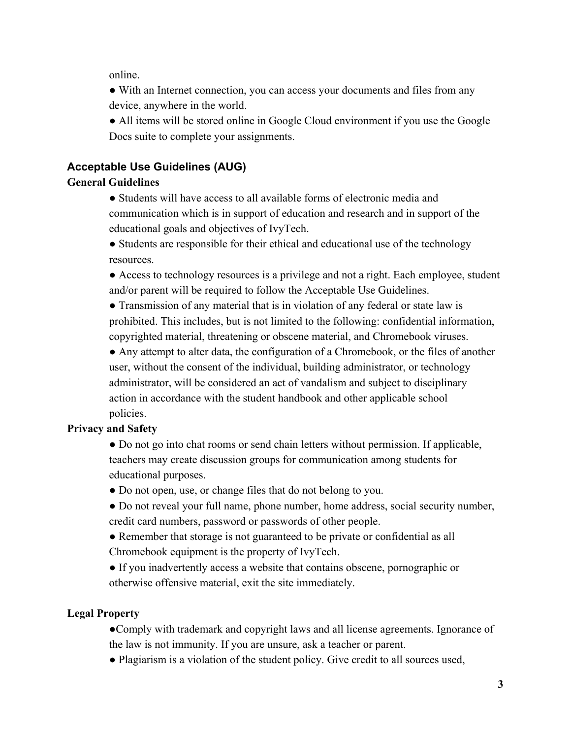online.

- With an Internet connection, you can access your documents and files from any device, anywhere in the world.
- All items will be stored online in Google Cloud environment if you use the Google Docs suite to complete your assignments.

## Acceptable Use Guidelines (AUG)

### General Guidelines

- Students will have access to all available forms of electronic media and communication which is in support of education and research and in support of the educational goals and objectives of IvyTech.
- Students are responsible for their ethical and educational use of the technology resources.
- Access to technology resources is a privilege and not a right. Each employee, student and/or parent will be required to follow the Acceptable Use Guidelines.
- Transmission of any material that is in violation of any federal or state law is prohibited. This includes, but is not limited to the following: confidential information, copyrighted material, threatening or obscene material, and Chromebook viruses.
- Any attempt to alter data, the configuration of a Chromebook, or the files of another user, without the consent of the individual, building administrator, or technology administrator, will be considered an act of vandalism and subject to disciplinary action in accordance with the student handbook and other applicable school policies.

### Privacy and Safety

- Do not go into chat rooms or send chain letters without permission. If applicable, teachers may create discussion groups for communication among students for educational purposes.
- Do not open, use, or change files that do not belong to you.
- Do not reveal your full name, phone number, home address, social security number, credit card numbers, password or passwords of other people.
- Remember that storage is not guaranteed to be private or confidential as all Chromebook equipment is the property of IvyTech.
- If you inadvertently access a website that contains obscene, pornographic or otherwise offensive material, exit the site immediately.

### Legal Property

- Comply with trademark and copyright laws and all license agreements. Ignorance of the law is not immunity. If you are unsure, ask a teacher or parent.
- Plagiarism is a violation of the student policy. Give credit to all sources used,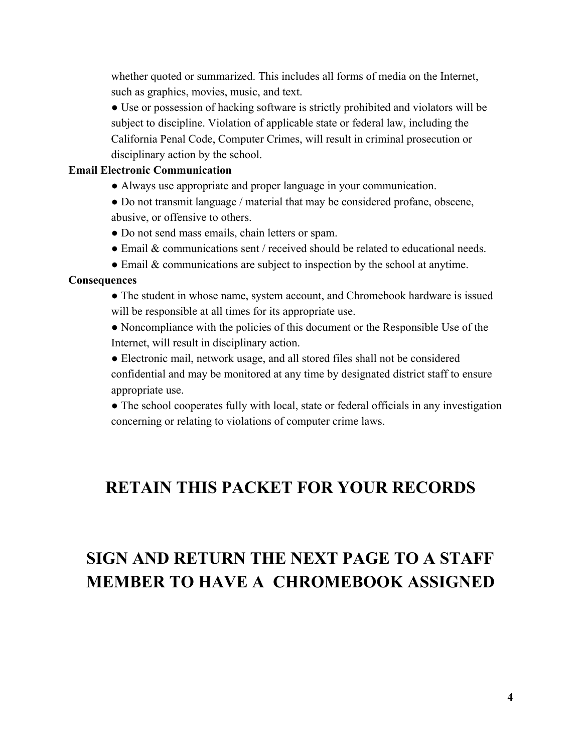whether quoted or summarized. This includes all forms of media on the Internet, such as graphics, movies, music, and text.

- Use or possession of hacking software is strictly prohibited and violators will be subject to discipline. Violation of applicable state or federal law, including the California Penal Code, Computer Crimes, will result in criminal prosecution or disciplinary action by the school.

**Email Electronic Communication**

- Always use appropriate and proper language in your communication.
- Do not transmit language / material that may be considered profane, obscene, abusive, or offensive to others.
- Do not send mass emails, chain letters or spam.
- Email & communications sent / received should be related to educational needs.
- Email & communications are subject to inspection by the school at anytime.

**Consequences**

- The student in whose name, system account, and Chromebook hardware is issued will be responsible at all times for its appropriate use.
- Noncompliance with the policies of this document or the Responsible Use of the Internet, will result in disciplinary action.
- Electronic mail, network usage, and all stored files shall not be considered confidential and may be monitored at any time by designated district staff to ensure appropriate use.
- The school cooperates fully with local, state or federal officials in any investigation concerning or relating to violations of computer crime laws.

## RETAIN THIS PACKET FOR YOUR RECORDS

## SIGN AND RETURN THE NEXT PAGE TO A STAFF MEMBER TO HAVE A CHROMEBOOK ASSIGNED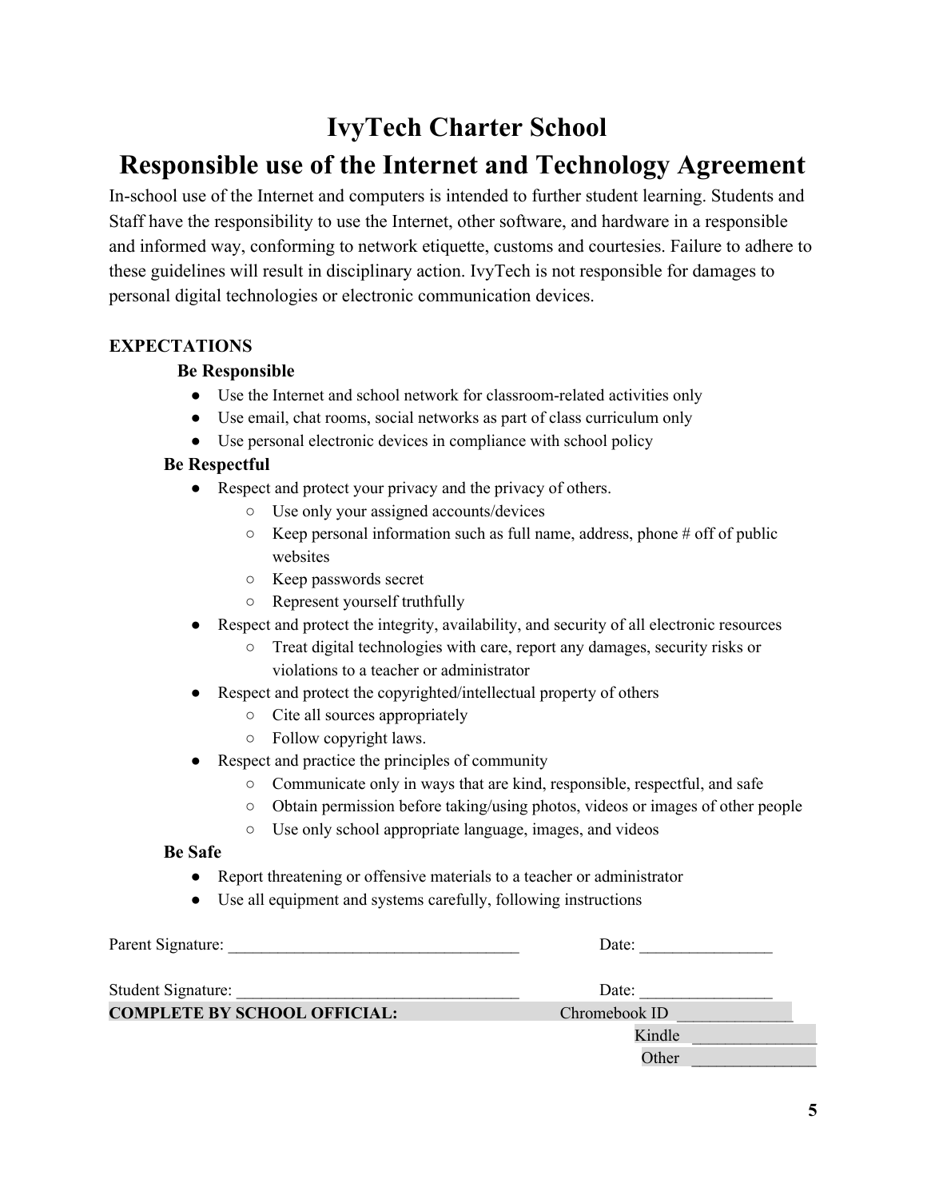# IvyTech Charter School

# Responsible use of the Internet and Technology Agreement

In-school use of the Internet and computers is intended to further student learning. Students and Staff have the responsibility to use the Internet, other software, and hardware in a responsible and informed way, conforming to network etiquette, customs and courtesies. Failure to adhere to these guidelines will result in disciplinary action. IvyTech is not responsible for damages to personal digital technologies or electronic communication devices.

**EXPECTATIONS**

**Be Responsible**

- Use the Internet and school network for classroom-related activities only
- Use email, chat rooms, social networks as part of class curriculum only
- Use personal electronic devices in compliance with school policy

**Be Respectful**

- Respect and protect your privacy and the privacy of others.
  - Use only your assigned accounts/devices
  - Keep personal information such as full name, address, phone # off of public websites
  - Keep passwords secret
  - Represent yourself truthfully
- Respect and protect the integrity, availability, and security of all electronic resources
  - Treat digital technologies with care, report any damages, security risks or violations to a teacher or administrator
- Respect and protect the copyrighted/intellectual property of others
  - Cite all sources appropriately
  - Follow copyright laws.
- Respect and practice the principles of community
  - Communicate only in ways that are kind, responsible, respectful, and safe
  - Obtain permission before taking/using photos, videos or images of other people
  - Use only school appropriate language, images, and videos

**Be Safe**

- Report threatening or offensive materials to a teacher or administrator
- Use all equipment and systems carefully, following instructions

Parent Signature: ____________________________________ Date: ________________

Student Signature: ___________________________________ Date: ________________

**COMPLETE BY SCHOOL OFFICIAL:** Chromebook ID ______________

Kindle _______________

Other _______________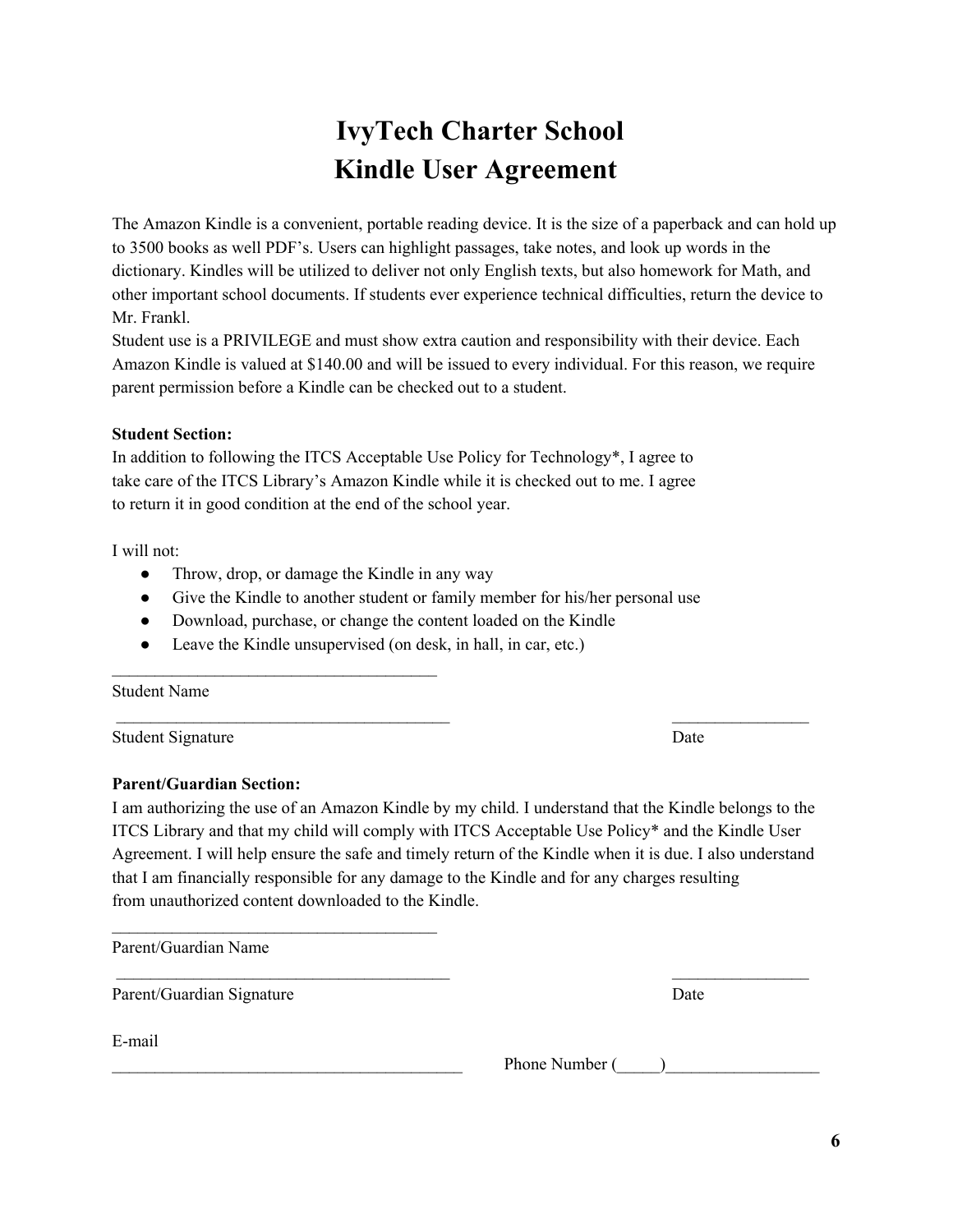# IvyTech Charter School
# Kindle User Agreement

The Amazon Kindle is a convenient, portable reading device. It is the size of a paperback and can hold up to 3500 books as well PDF's. Users can highlight passages, take notes, and look up words in the dictionary. Kindles will be utilized to deliver not only English texts, but also homework for Math, and other important school documents. If students ever experience technical difficulties, return the device to Mr. Frankl.
Student use is a PRIVILEGE and must show extra caution and responsibility with their device. Each Amazon Kindle is valued at $140.00 and will be issued to every individual. For this reason, we require parent permission before a Kindle can be checked out to a student.

**Student Section:**
In addition to following the ITCS Acceptable Use Policy for Technology*, I agree to take care of the ITCS Library's Amazon Kindle while it is checked out to me. I agree to return it in good condition at the end of the school year.

I will not:

- Throw, drop, or damage the Kindle in any way
- Give the Kindle to another student or family member for his/her personal use
- Download, purchase, or change the content loaded on the Kindle
- Leave the Kindle unsupervised (on desk, in hall, in car, etc.)

______________________________________
Student Name

______________________________________ ________________
Student Signature Date

**Parent/Guardian Section:**
I am authorizing the use of an Amazon Kindle by my child. I understand that the Kindle belongs to the ITCS Library and that my child will comply with ITCS Acceptable Use Policy* and the Kindle User Agreement. I will help ensure the safe and timely return of the Kindle when it is due. I also understand that I am financially responsible for any damage to the Kindle and for any charges resulting from unauthorized content downloaded to the Kindle.

______________________________________
Parent/Guardian Name

______________________________________ ________________
Parent/Guardian Signature Date

E-mail
_________________________________________ Phone Number (_____)__________________